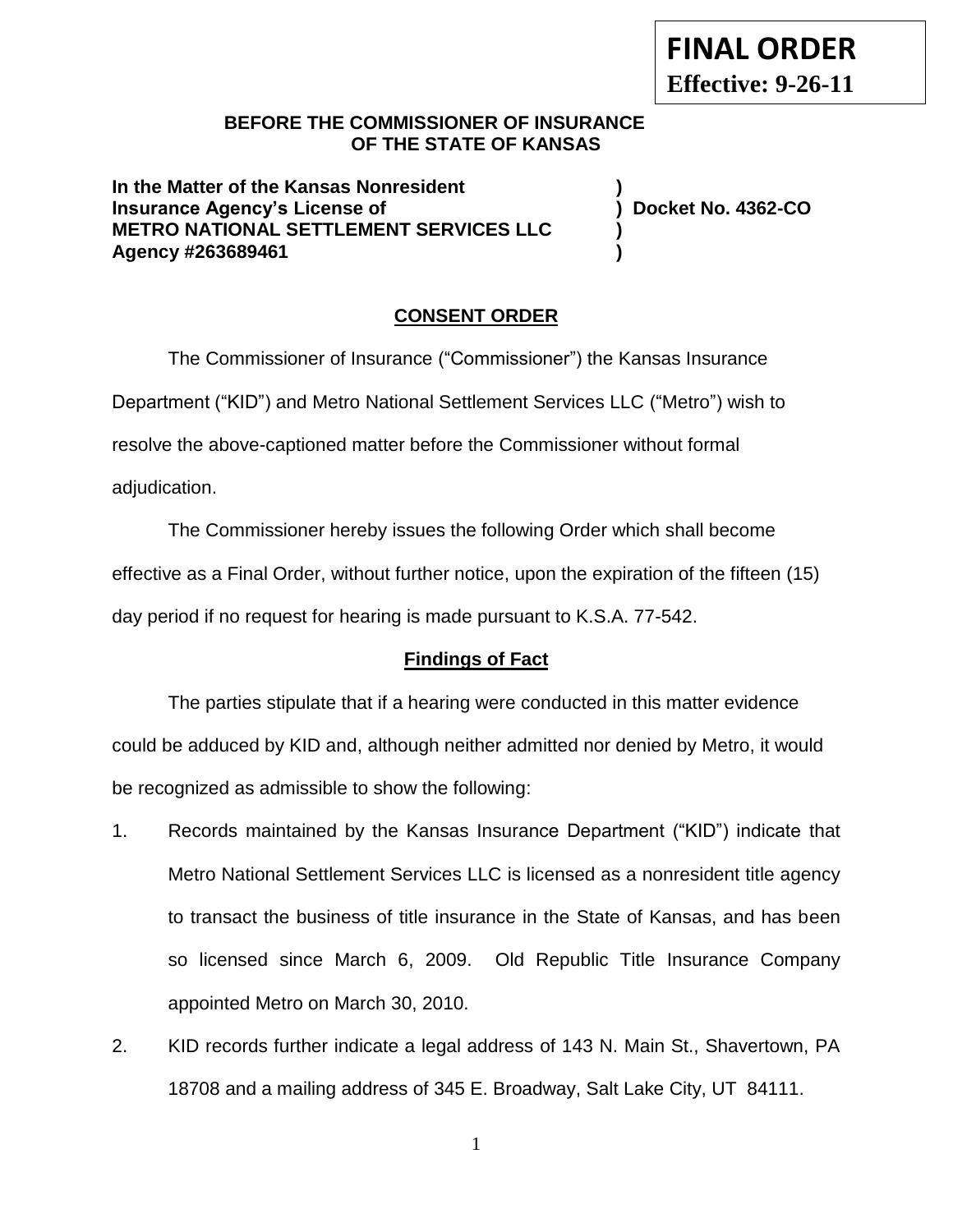**FINAL ORDER**
**Effective: 9-26-11**

**BEFORE THE COMMISSIONER OF INSURANCE**
**OF THE STATE OF KANSAS**

**In the Matter of the Kansas Nonresident )**
**Insurance Agency's License of ) Docket No. 4362-CO**
**METRO NATIONAL SETTLEMENT SERVICES LLC )**
**Agency #263689461 )**

## CONSENT ORDER

The Commissioner of Insurance ("Commissioner") the Kansas Insurance Department ("KID") and Metro National Settlement Services LLC ("Metro") wish to resolve the above-captioned matter before the Commissioner without formal adjudication.

The Commissioner hereby issues the following Order which shall become effective as a Final Order, without further notice, upon the expiration of the fifteen (15) day period if no request for hearing is made pursuant to K.S.A. 77-542.

### Findings of Fact

The parties stipulate that if a hearing were conducted in this matter evidence could be adduced by KID and, although neither admitted nor denied by Metro, it would be recognized as admissible to show the following:

1. Records maintained by the Kansas Insurance Department ("KID") indicate that Metro National Settlement Services LLC is licensed as a nonresident title agency to transact the business of title insurance in the State of Kansas, and has been so licensed since March 6, 2009. Old Republic Title Insurance Company appointed Metro on March 30, 2010.
2. KID records further indicate a legal address of 143 N. Main St., Shavertown, PA 18708 and a mailing address of 345 E. Broadway, Salt Lake City, UT 84111.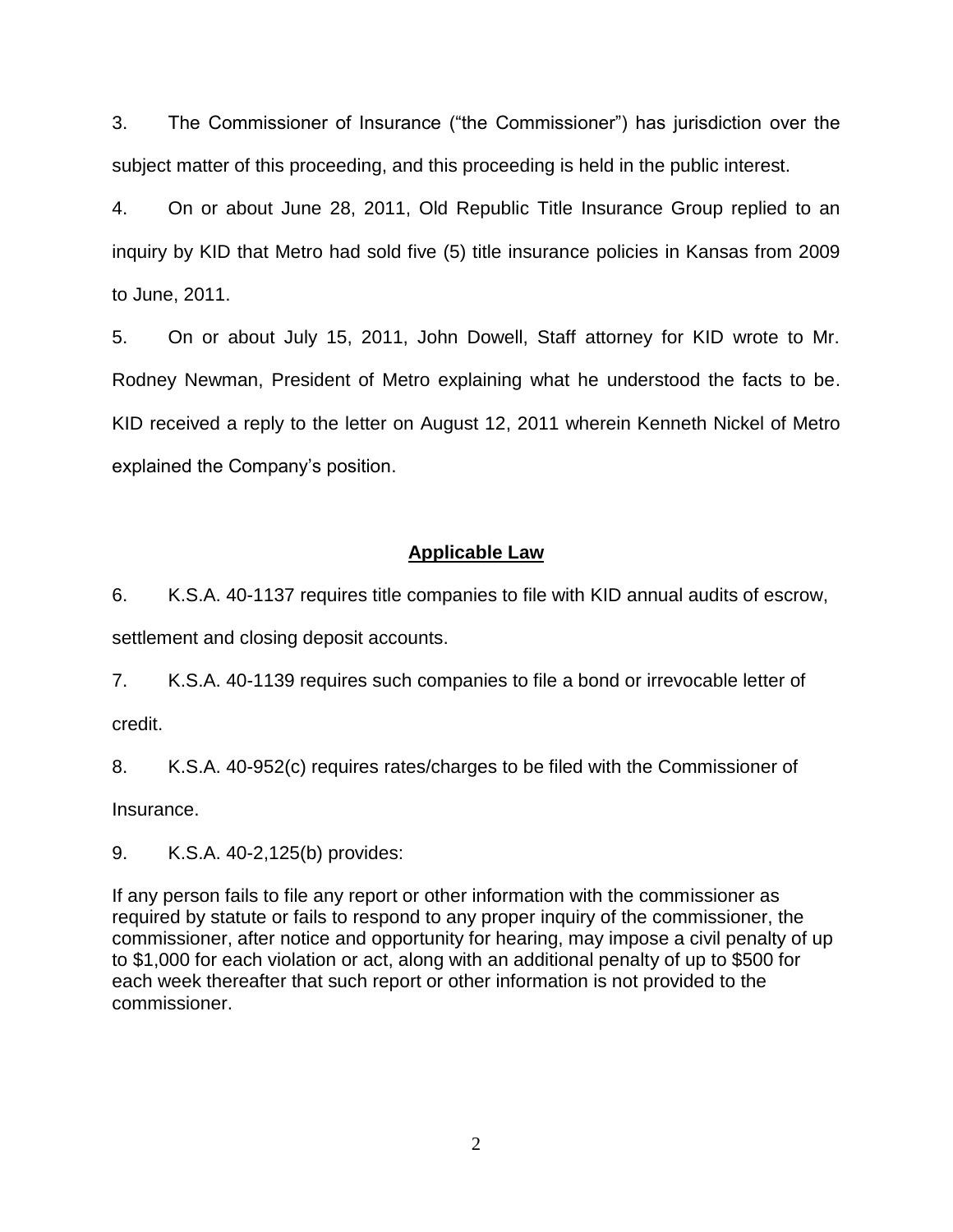3. The Commissioner of Insurance ("the Commissioner") has jurisdiction over the subject matter of this proceeding, and this proceeding is held in the public interest.

4. On or about June 28, 2011, Old Republic Title Insurance Group replied to an inquiry by KID that Metro had sold five (5) title insurance policies in Kansas from 2009 to June, 2011.

5. On or about July 15, 2011, John Dowell, Staff attorney for KID wrote to Mr. Rodney Newman, President of Metro explaining what he understood the facts to be. KID received a reply to the letter on August 12, 2011 wherein Kenneth Nickel of Metro explained the Company's position.

## **Applicable Law**

6. K.S.A. 40-1137 requires title companies to file with KID annual audits of escrow, settlement and closing deposit accounts.

7. K.S.A. 40-1139 requires such companies to file a bond or irrevocable letter of credit.

8. K.S.A. 40-952(c) requires rates/charges to be filed with the Commissioner of Insurance.

9. K.S.A. 40-2,125(b) provides:

If any person fails to file any report or other information with the commissioner as required by statute or fails to respond to any proper inquiry of the commissioner, the commissioner, after notice and opportunity for hearing, may impose a civil penalty of up to $1,000 for each violation or act, along with an additional penalty of up to $500 for each week thereafter that such report or other information is not provided to the commissioner.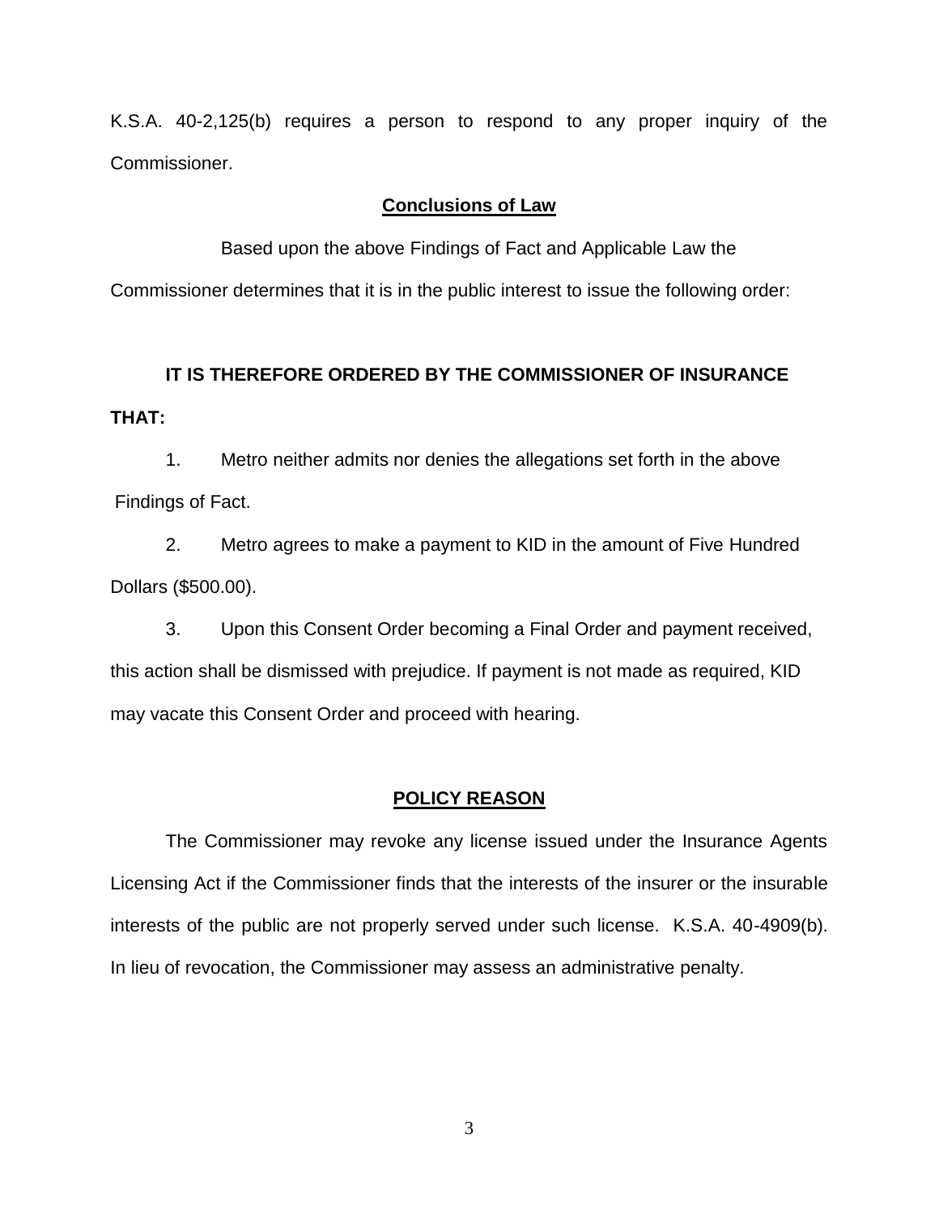K.S.A. 40-2,125(b) requires a person to respond to any proper inquiry of the Commissioner.

## Conclusions of Law

Based upon the above Findings of Fact and Applicable Law the Commissioner determines that it is in the public interest to issue the following order:

**IT IS THEREFORE ORDERED BY THE COMMISSIONER OF INSURANCE THAT:**

1. Metro neither admits nor denies the allegations set forth in the above Findings of Fact.

2. Metro agrees to make a payment to KID in the amount of Five Hundred Dollars ($500.00).

3. Upon this Consent Order becoming a Final Order and payment received, this action shall be dismissed with prejudice. If payment is not made as required, KID may vacate this Consent Order and proceed with hearing.

## POLICY REASON

The Commissioner may revoke any license issued under the Insurance Agents Licensing Act if the Commissioner finds that the interests of the insurer or the insurable interests of the public are not properly served under such license. K.S.A. 40-4909(b). In lieu of revocation, the Commissioner may assess an administrative penalty.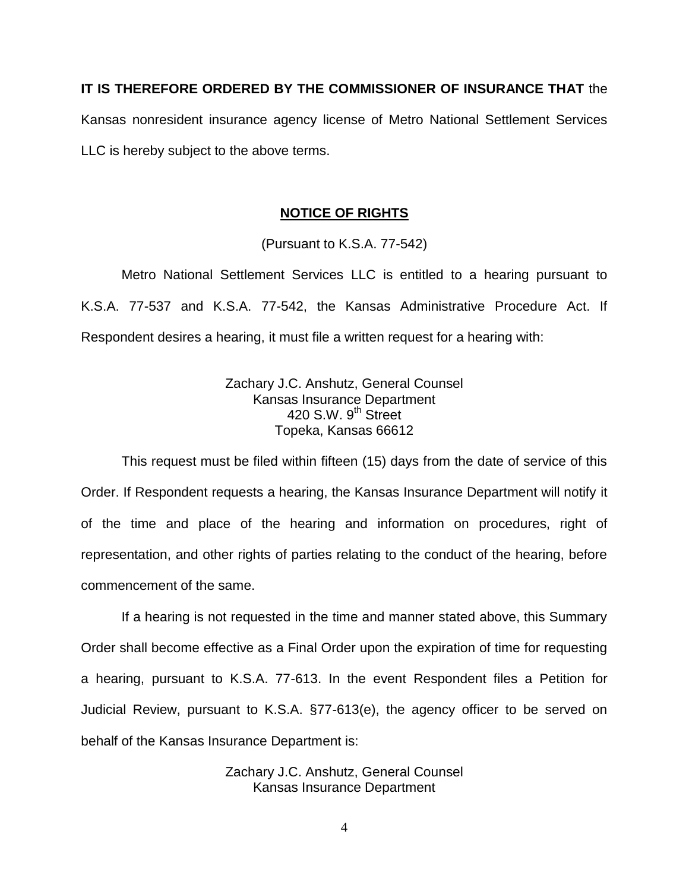**IT IS THEREFORE ORDERED BY THE COMMISSIONER OF INSURANCE THAT** the Kansas nonresident insurance agency license of Metro National Settlement Services LLC is hereby subject to the above terms.

## NOTICE OF RIGHTS

(Pursuant to K.S.A. 77-542)

Metro National Settlement Services LLC is entitled to a hearing pursuant to K.S.A. 77-537 and K.S.A. 77-542, the Kansas Administrative Procedure Act. If Respondent desires a hearing, it must file a written request for a hearing with:

Zachary J.C. Anshutz, General Counsel
Kansas Insurance Department
420 S.W. 9th Street
Topeka, Kansas 66612

This request must be filed within fifteen (15) days from the date of service of this Order. If Respondent requests a hearing, the Kansas Insurance Department will notify it of the time and place of the hearing and information on procedures, right of representation, and other rights of parties relating to the conduct of the hearing, before commencement of the same.

If a hearing is not requested in the time and manner stated above, this Summary Order shall become effective as a Final Order upon the expiration of time for requesting a hearing, pursuant to K.S.A. 77-613. In the event Respondent files a Petition for Judicial Review, pursuant to K.S.A. §77-613(e), the agency officer to be served on behalf of the Kansas Insurance Department is:

Zachary J.C. Anshutz, General Counsel
Kansas Insurance Department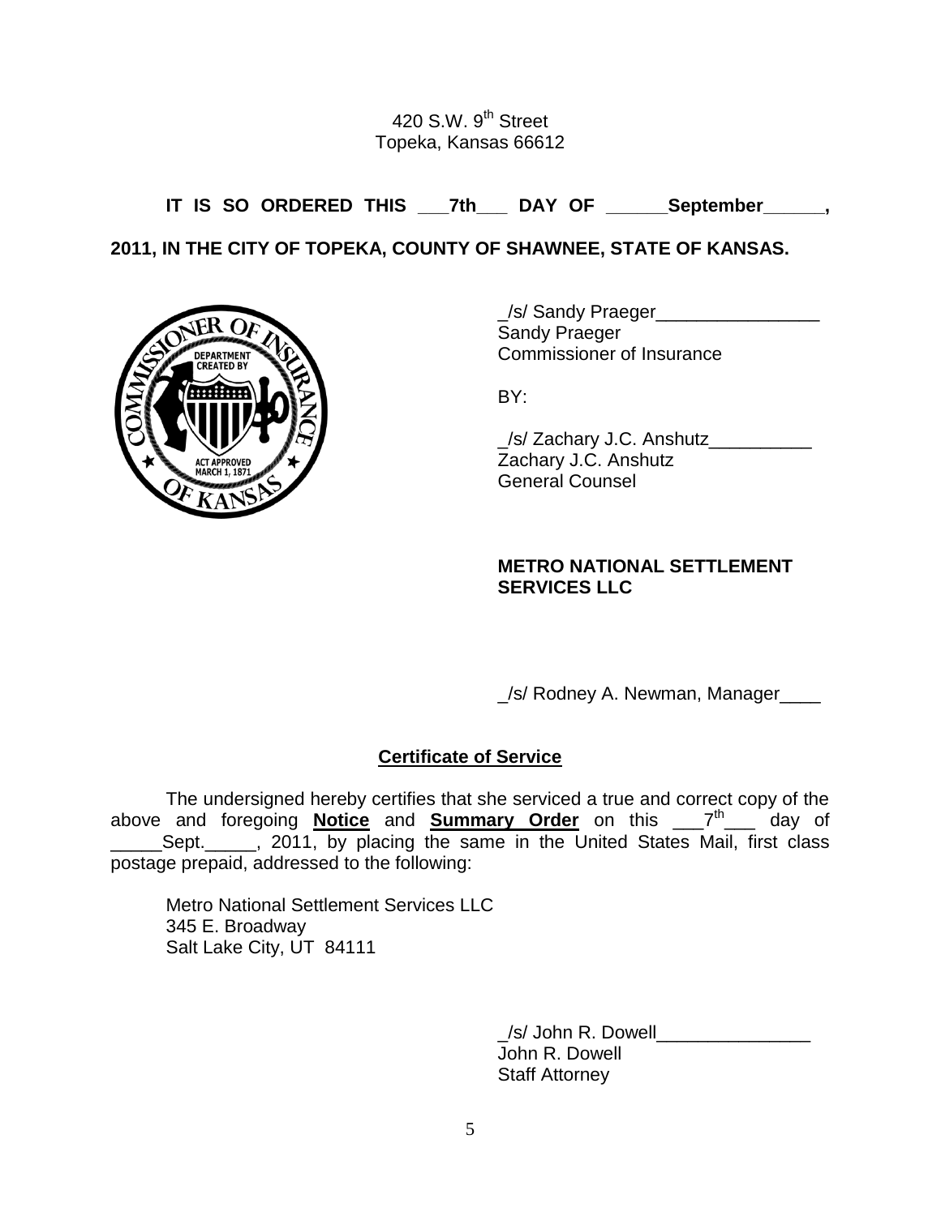420 S.W. 9th Street
Topeka, Kansas 66612

**IT IS SO ORDERED THIS \_\_\_7th\_\_\_ DAY OF \_\_\_\_\_\_September\_\_\_\_\_\_, 2011, IN THE CITY OF TOPEKA, COUNTY OF SHAWNEE, STATE OF KANSAS.**

_/s/ Sandy Praeger________________
Sandy Praeger
Commissioner of Insurance

BY:

_/s/ Zachary J.C. Anshutz__________
Zachary J.C. Anshutz
General Counsel

**METRO NATIONAL SETTLEMENT SERVICES LLC**

_/s/ Rodney A. Newman, Manager____

## Certificate of Service

The undersigned hereby certifies that she serviced a true and correct copy of the above and foregoing **Notice** and **Summary Order** on this \_\_\_7th\_\_\_ day of \_\_\_\_\_Sept.\_\_\_\_\_, 2011, by placing the same in the United States Mail, first class postage prepaid, addressed to the following:

Metro National Settlement Services LLC
345 E. Broadway
Salt Lake City, UT 84111

_/s/ John R. Dowell_______________
John R. Dowell
Staff Attorney